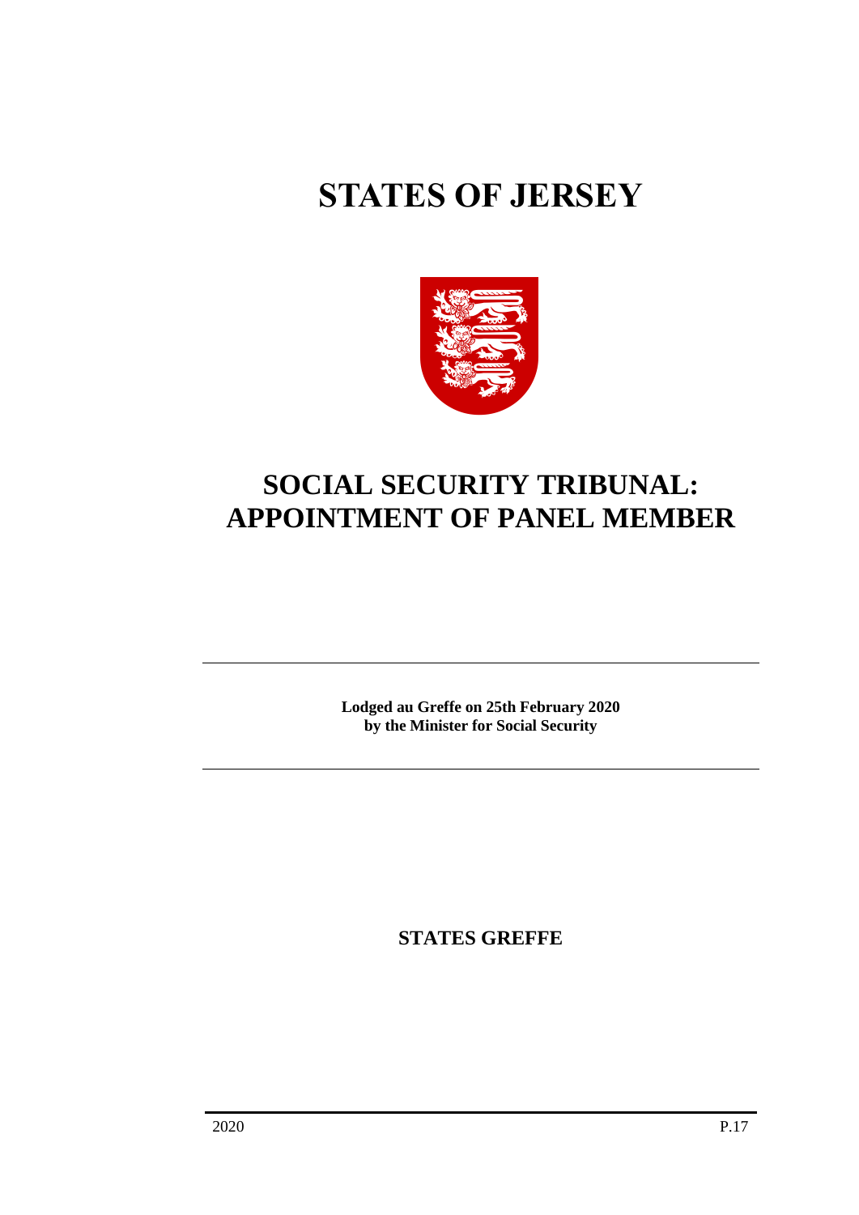# STATES OF JERSEY

# SOCIAL SECURITY TRIBUNAL: APPOINTMENT OF PANEL MEMBER

**Lodged au Greffe on 25th February 2020**
**by the Minister for Social Security**

**STATES GREFFE**

2020 P.17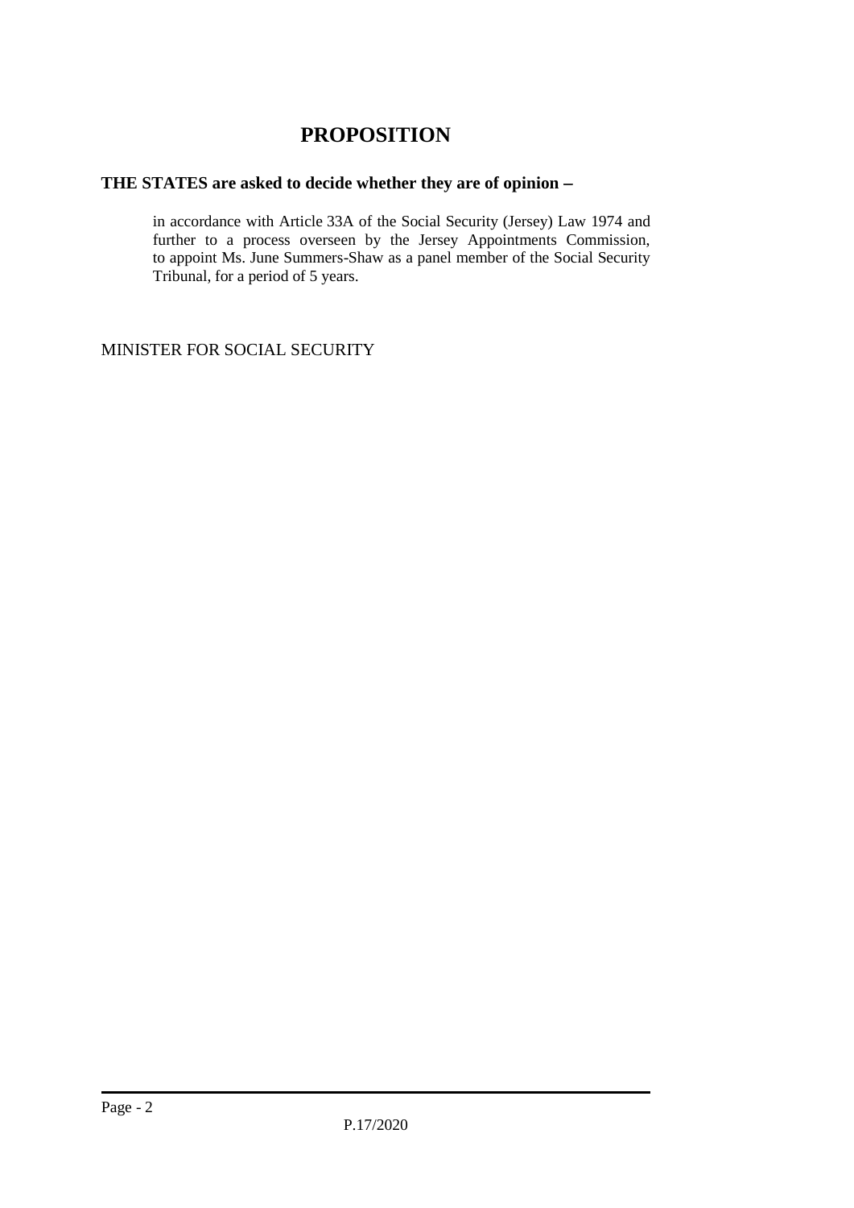# PROPOSITION

**THE STATES are asked to decide whether they are of opinion −**

in accordance with Article 33A of the Social Security (Jersey) Law 1974 and further to a process overseen by the Jersey Appointments Commission, to appoint Ms. June Summers-Shaw as a panel member of the Social Security Tribunal, for a period of 5 years.

MINISTER FOR SOCIAL SECURITY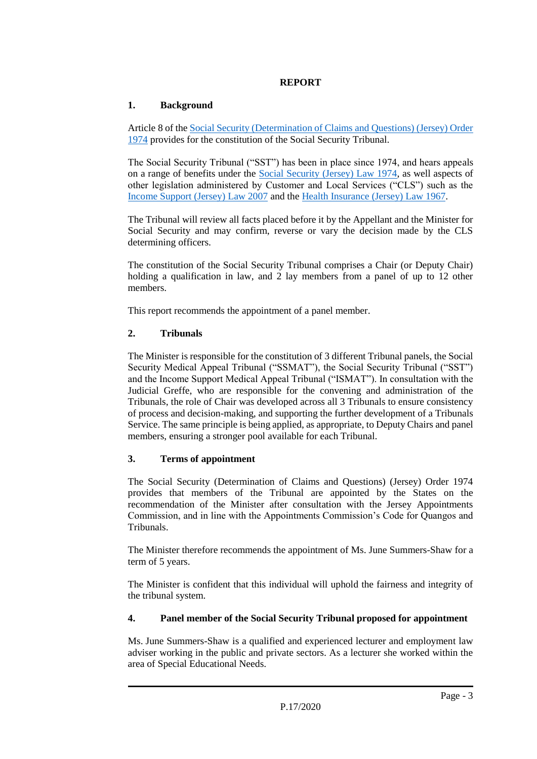**REPORT**

## 1. Background

Article 8 of the Social Security (Determination of Claims and Questions) (Jersey) Order 1974 provides for the constitution of the Social Security Tribunal.

The Social Security Tribunal ("SST") has been in place since 1974, and hears appeals on a range of benefits under the Social Security (Jersey) Law 1974, as well aspects of other legislation administered by Customer and Local Services ("CLS") such as the Income Support (Jersey) Law 2007 and the Health Insurance (Jersey) Law 1967.

The Tribunal will review all facts placed before it by the Appellant and the Minister for Social Security and may confirm, reverse or vary the decision made by the CLS determining officers.

The constitution of the Social Security Tribunal comprises a Chair (or Deputy Chair) holding a qualification in law, and 2 lay members from a panel of up to 12 other members.

This report recommends the appointment of a panel member.

## 2. Tribunals

The Minister is responsible for the constitution of 3 different Tribunal panels, the Social Security Medical Appeal Tribunal ("SSMAT"), the Social Security Tribunal ("SST") and the Income Support Medical Appeal Tribunal ("ISMAT"). In consultation with the Judicial Greffe, who are responsible for the convening and administration of the Tribunals, the role of Chair was developed across all 3 Tribunals to ensure consistency of process and decision-making, and supporting the further development of a Tribunals Service. The same principle is being applied, as appropriate, to Deputy Chairs and panel members, ensuring a stronger pool available for each Tribunal.

## 3. Terms of appointment

The Social Security (Determination of Claims and Questions) (Jersey) Order 1974 provides that members of the Tribunal are appointed by the States on the recommendation of the Minister after consultation with the Jersey Appointments Commission, and in line with the Appointments Commission's Code for Quangos and Tribunals.

The Minister therefore recommends the appointment of Ms. June Summers-Shaw for a term of 5 years.

The Minister is confident that this individual will uphold the fairness and integrity of the tribunal system.

## 4. Panel member of the Social Security Tribunal proposed for appointment

Ms. June Summers-Shaw is a qualified and experienced lecturer and employment law adviser working in the public and private sectors. As a lecturer she worked within the area of Special Educational Needs.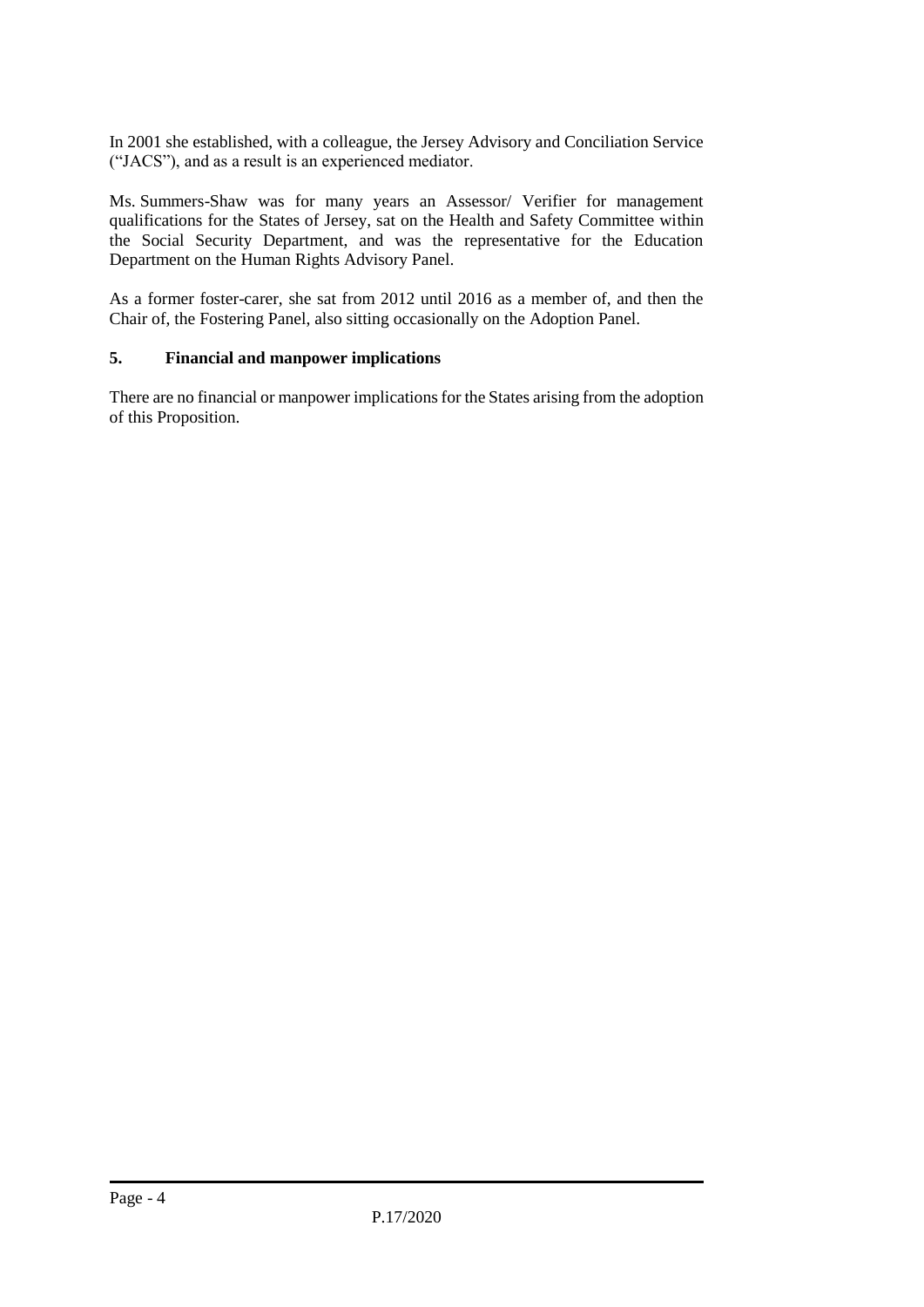In 2001 she established, with a colleague, the Jersey Advisory and Conciliation Service ("JACS"), and as a result is an experienced mediator.

Ms. Summers-Shaw was for many years an Assessor/ Verifier for management qualifications for the States of Jersey, sat on the Health and Safety Committee within the Social Security Department, and was the representative for the Education Department on the Human Rights Advisory Panel.

As a former foster-carer, she sat from 2012 until 2016 as a member of, and then the Chair of, the Fostering Panel, also sitting occasionally on the Adoption Panel.

## 5. Financial and manpower implications

There are no financial or manpower implications for the States arising from the adoption of this Proposition.